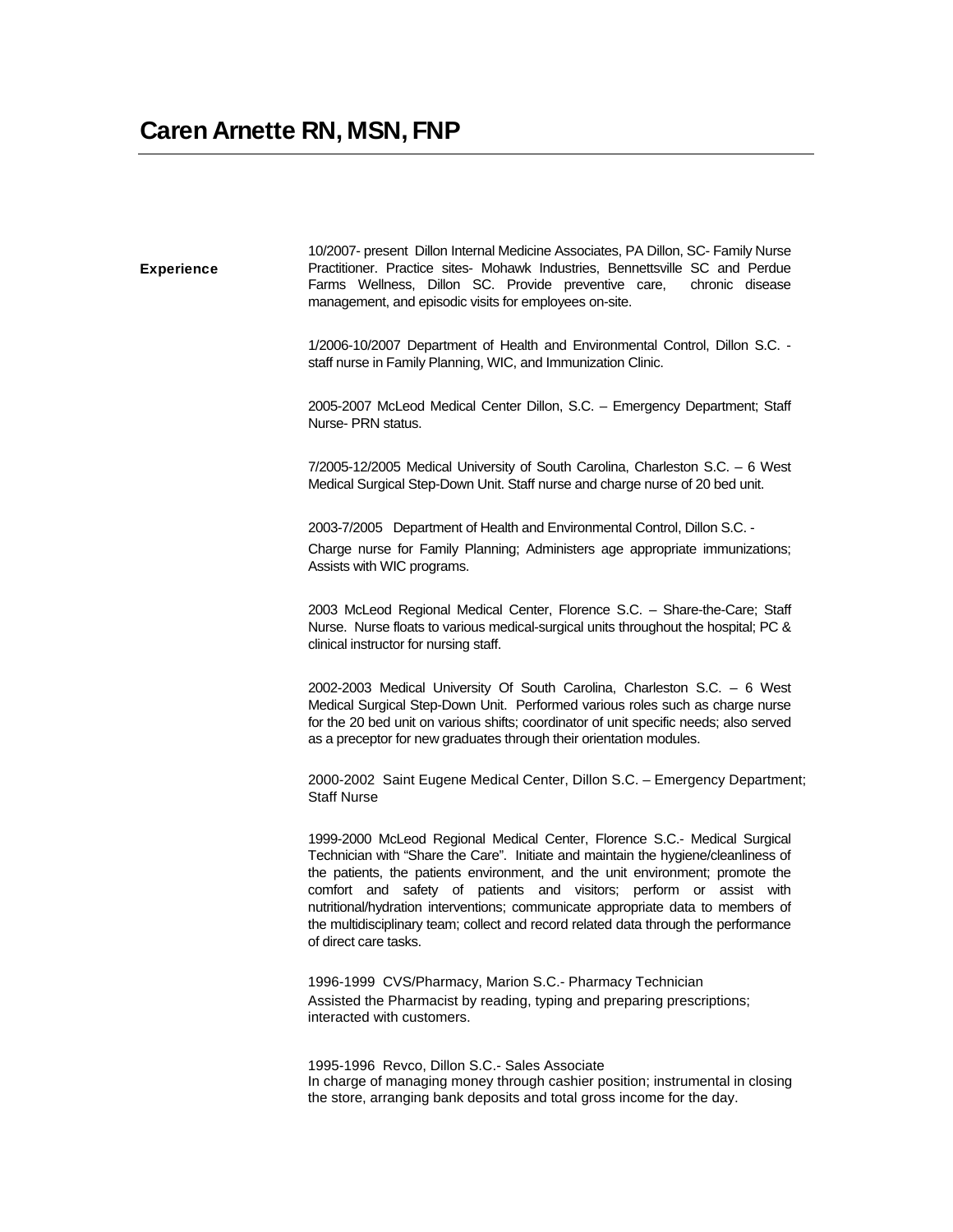# Caren Arnette RN, MSN, FNP

## Experience

10/2007- present Dillon Internal Medicine Associates, PA Dillon, SC- Family Nurse Practitioner. Practice sites- Mohawk Industries, Bennettsville SC and Perdue Farms Wellness, Dillon SC. Provide preventive care, chronic disease management, and episodic visits for employees on-site.

1/2006-10/2007 Department of Health and Environmental Control, Dillon S.C. - staff nurse in Family Planning, WIC, and Immunization Clinic.

2005-2007 McLeod Medical Center Dillon, S.C. – Emergency Department; Staff Nurse- PRN status.

7/2005-12/2005 Medical University of South Carolina, Charleston S.C. – 6 West Medical Surgical Step-Down Unit. Staff nurse and charge nurse of 20 bed unit.

2003-7/2005 Department of Health and Environmental Control, Dillon S.C. - Charge nurse for Family Planning; Administers age appropriate immunizations; Assists with WIC programs.

2003 McLeod Regional Medical Center, Florence S.C. – Share-the-Care; Staff Nurse. Nurse floats to various medical-surgical units throughout the hospital; PC & clinical instructor for nursing staff.

2002-2003 Medical University Of South Carolina, Charleston S.C. – 6 West Medical Surgical Step-Down Unit. Performed various roles such as charge nurse for the 20 bed unit on various shifts; coordinator of unit specific needs; also served as a preceptor for new graduates through their orientation modules.

2000-2002 Saint Eugene Medical Center, Dillon S.C. – Emergency Department; Staff Nurse

1999-2000 McLeod Regional Medical Center, Florence S.C.- Medical Surgical Technician with "Share the Care". Initiate and maintain the hygiene/cleanliness of the patients, the patients environment, and the unit environment; promote the comfort and safety of patients and visitors; perform or assist with nutritional/hydration interventions; communicate appropriate data to members of the multidisciplinary team; collect and record related data through the performance of direct care tasks.

1996-1999 CVS/Pharmacy, Marion S.C.- Pharmacy Technician
Assisted the Pharmacist by reading, typing and preparing prescriptions; interacted with customers.

1995-1996 Revco, Dillon S.C.- Sales Associate
In charge of managing money through cashier position; instrumental in closing the store, arranging bank deposits and total gross income for the day.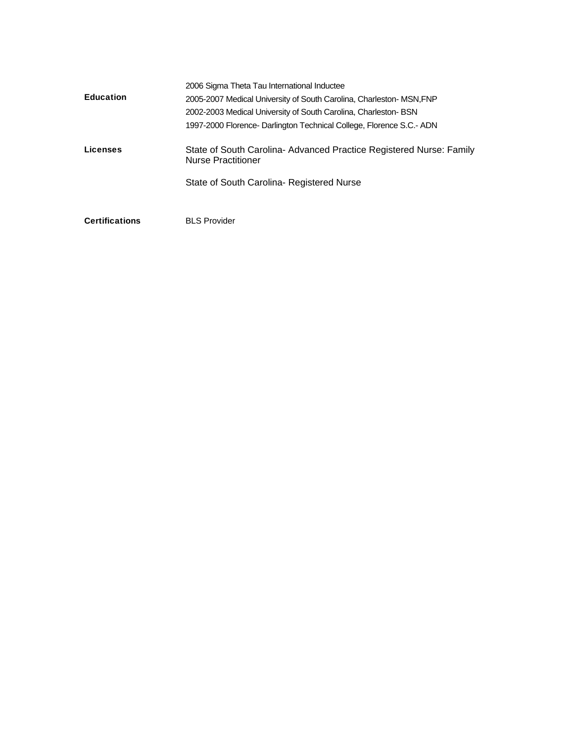**Education**

2006 Sigma Theta Tau International Inductee

2005-2007 Medical University of South Carolina, Charleston- MSN,FNP

2002-2003 Medical University of South Carolina, Charleston- BSN

1997-2000 Florence- Darlington Technical College, Florence S.C.- ADN

**Licenses**

State of South Carolina- Advanced Practice Registered Nurse: Family Nurse Practitioner

State of South Carolina- Registered Nurse

**Certifications**

BLS Provider